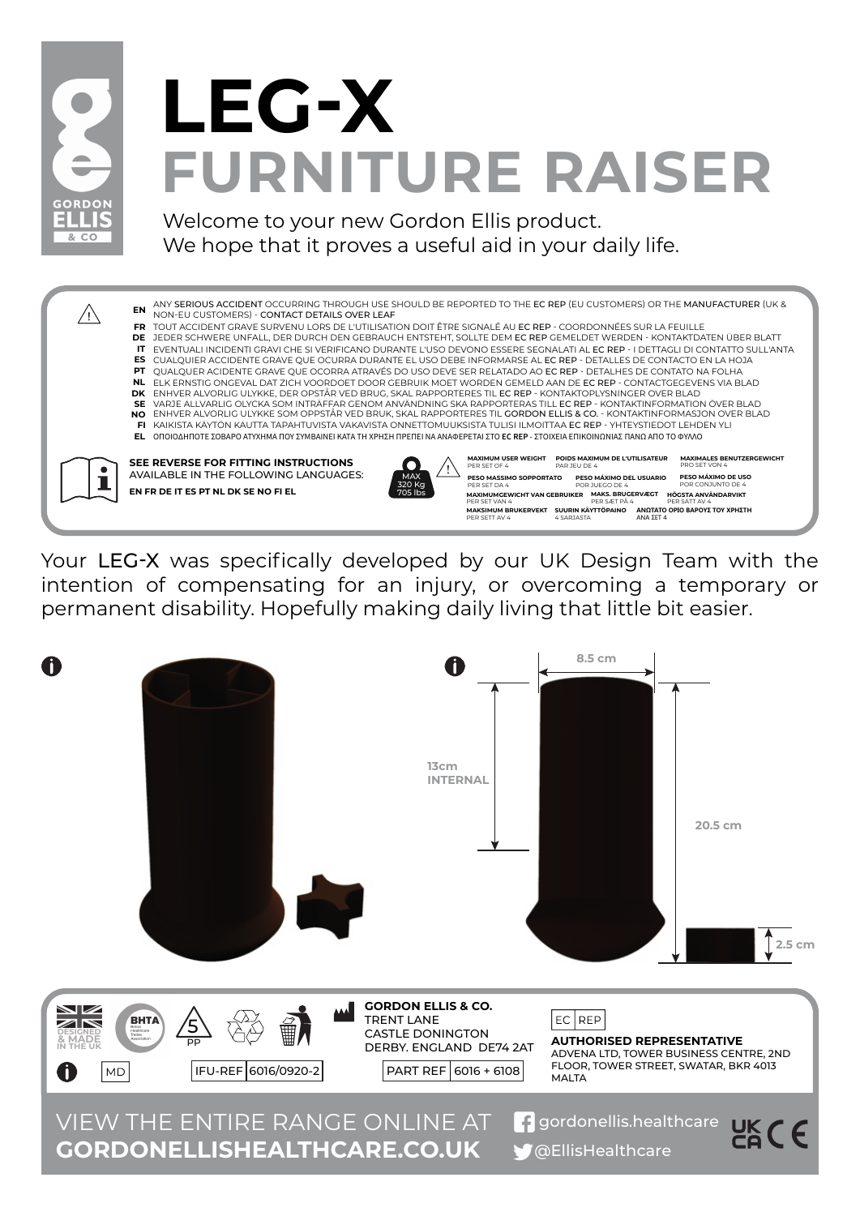# LEG-X

## FURNITURE RAISER

Welcome to your new Gordon Ellis product.
We hope that it proves a useful aid in your daily life.

**EN** ANY **SERIOUS ACCIDENT** OCCURRING THROUGH USE SHOULD BE REPORTED TO THE **EC REP** (EU CUSTOMERS) OR THE **MANUFACTURER** (UK & NON-EU CUSTOMERS) - **CONTACT DETAILS OVER LEAF**

**FR** TOUT ACCIDENT GRAVE SURVENU LORS DE L'UTILISATION DOIT ÊTRE SIGNALÉ AU **EC REP** - COORDONNÉES SUR LA FEUILLE

**DE** JEDER SCHWERE UNFALL, DER DURCH DEN GEBRAUCH ENTSTEHT, SOLLTE DEM **EC REP** GEMELDET WERDEN - KONTAKTDATEN ÜBER BLATT

**IT** EVENTUALI INCIDENTI GRAVI CHE SI VERIFICANO DURANTE L'USO DEVONO ESSERE SEGNALATI AL **EC REP** - I DETTAGLI DI CONTATTO SULL'ANTA

**ES** CUALQUIER ACCIDENTE GRAVE QUE OCURRA DURANTE EL USO DEBE INFORMARSE AL **EC REP** - DETALLES DE CONTACTO EN LA HOJA

**PT** QUALQUER ACIDENTE GRAVE QUE OCORRA ATRAVÉS DO USO DEVE SER RELATADO AO **EC REP** - DETALHES DE CONTATO NA FOLHA

**NL** ELK ERNSTIG ONGEVAL DAT ZICH VOORDOET DOOR GEBRUIK MOET WORDEN GEMELD AAN DE **EC REP** - CONTACTGEGEVENS VIA BLAD

**DK** ENHVER ALVORLIG ULYKKE, DER OPSTÅR VED BRUG, SKAL RAPPORTERES TIL **EC REP** - KONTAKTOPLYSNINGER OVER BLAD

**SE** VARJE ALLVARLIG OLYCKA SOM INTRÄFFAR GENOM ANVÄNDNING SKA RAPPORTERAS TILL **EC REP** - KONTAKTINFORMATION ÖVER BLAD

**NO** ENHVER ALVORLIG ULYKKE SOM OPPSTÅR VED BRUK, SKAL RAPPORTERES TIL **GORDON ELLIS & CO.** - KONTAKTINFORMASJON OVER BLAD

**FI** KAIKISTA KÄYTÖN KAUTTA TAPAHTUVISTA VAKAVISTA ONNETTOMUUKSISTA TULISI ILMOITTAA **EC REP** - YHTEYSTIEDOT LEHDEN YLI

**EL** ΟΠΟΙΟΔΗΠΟΤΕ ΣΟΒΑΡΟ ΑΤΥΧΗΜΑ ΠΟΥ ΣΥΜΒΑΙΝΕΙ ΚΑΤΑ ΤΗ ΧΡΗΣΗ ΠΡΕΠΕΙ ΝΑ ΑΝΑΦΕΡΕΤΑΙ ΣΤΟ **EC REP** - ΣΤΟΙΧΕΙΑ ΕΠΙΚΟΙΝΩΝΙΑΣ ΠΑΝΩ ΑΠΟ ΤΟ ΦΥΛΛΟ

**SEE REVERSE FOR FITTING INSTRUCTIONS**
AVAILABLE IN THE FOLLOWING LANGUAGES:
**EN FR DE IT ES PT NL DK SE NO FI EL**

MAX 320 Kg 705 lbs

**MAXIMUM USER WEIGHT** PER SET OF 4
**POIDS MAXIMUM DE L'UTILISATEUR** PAR JEU DE 4
**MAXIMALES BENUTZERGEWICHT** PRO SET VON 4
**PESO MASSIMO SOPPORTATO** PER SET DA 4
**PESO MÁXIMO DEL USUARIO** POR JUEGO DE 4
**PESO MÁXIMO DE USO** POR CONJUNTO DE 4
**MAXIMUMGEWICHT VAN GEBRUIKER** PER SET VAN 4
**MAKS. BRUGERVÆGT** PER SÆT PÅ 4
**HÖGSTA ANVÄNDARVIKT** PER SATT AV 4
**MAKSIMUM BRUKERVEKT** PER SETT AV 4
**SUURIN KÄYTTÖPAINO** 4 SARJASTA
**ΑΝΩΤΑΤΟ ΟΡΙΟ ΒΑΡΟΥΣ ΤΟΥ ΧΡΗΣΤΗ** ΑΝΑ ΣΕΤ 4

Your **LEG-X** was specifically developed by our UK Design Team with the intention of compensating for an injury, or overcoming a temporary or permanent disability. Hopefully making daily living that little bit easier.

8.5 cm

13cm INTERNAL

20.5 cm

2.5 cm

DESIGNED & MADE IN THE UK

BHTA British Healthcare Trades Association

PP

MD

IFU-REF 6016/0920-2

**GORDON ELLIS & CO.**
TRENT LANE
CASTLE DONINGTON
DERBY. ENGLAND DE74 2AT

PART REF 6016 + 6108

EC REP

**AUTHORISED REPRESENTATIVE**
ADVENA LTD, TOWER BUSINESS CENTRE, 2ND FLOOR, TOWER STREET, SWATAR, BKR 4013 MALTA

VIEW THE ENTIRE RANGE ONLINE AT
**GORDONELLISHEALTHCARE.CO.UK**

gordonellis.healthcare
@EllisHealthcare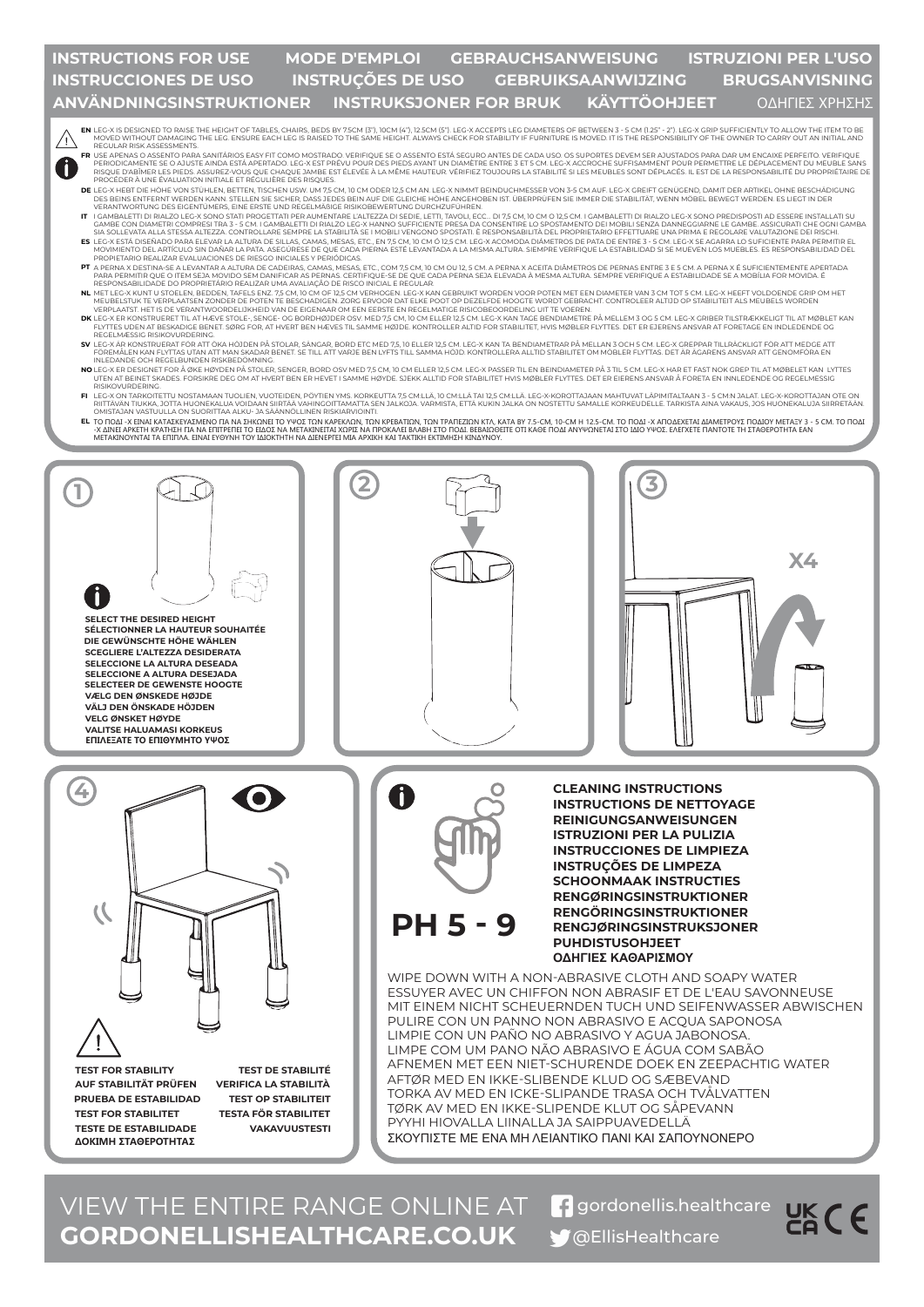# INSTRUCTIONS FOR USE · MODE D'EMPLOI · GEBRAUCHSANWEISUNG · ISTRUZIONI PER L'USO · INSTRUCCIONES DE USO · INSTRUÇÕES DE USO · GEBRUIKSAANWIJZING · BRUGSANVISNING · ANVÄNDNINGSINSTRUKTIONER · INSTRUKSJONER FOR BRUK · KÄYTTÖOHJEET · ΟΔΗΓΙΕΣ ΧΡΗΣΗΣ

**EN** LEG-X IS DESIGNED TO RAISE THE HEIGHT OF TABLES, CHAIRS, BEDS BY 7.5CM (3"), 10CM (4"), 12.5CM (5"). LEG-X ACCEPTS LEG DIAMETERS OF BETWEEN 3 - 5 CM (1.25" - 2"). LEG-X GRIP SUFFICIENTLY TO ALLOW THE ITEM TO BE MOVED WITHOUT DAMAGING THE LEG. ENSURE EACH LEG IS RAISED TO THE SAME HEIGHT. ALWAYS CHECK FOR STABILITY IF FURNITURE IS MOVED. IT IS THE RESPONSIBILITY OF THE OWNER TO CARRY OUT AN INITIAL AND REGULAR RISK ASSESSMENTS.

**FR** USE APENAS O ASSENTO PARA SANITÁRIOS EASY FIT COMO MOSTRADO. VERIFIQUE SE O ASSENTO ESTÁ SEGURO ANTES DE CADA USO. OS SUPORTES DEVEM SER AJUSTADOS PARA DAR UM ENCAIXE PERFEITO. VERIFIQUE PERIODICAMENTE SE O AJUSTE AINDA ESTÁ APERTADO. LEG-X EST PRÉVU POUR DES PIEDS AYANT UN DIAMÈTRE ENTRE 3 ET 5 CM. LEG-X ACCROCHE SUFFISAMMENT POUR PERMETTRE LE DÉPLACEMENT DU MEUBLE SANS RISQUE D'ABÎMER LES PIEDS. ASSUREZ-VOUS QUE CHAQUE JAMBE EST ÉLEVÉE À LA MÊME HAUTEUR. VÉRIFIEZ TOUJOURS LA STABILITÉ SI LES MEUBLES SONT DÉPLACÉS. IL EST DE LA RESPONSABILITÉ DU PROPRIÉTAIRE DE PROCÉDER À UNE ÉVALUATION INITIALE ET RÉGULIÈRE DES RISQUES.

**DE** LEG-X HEBT DIE HÖHE VON STÜHLEN, BETTEN, TISCHEN USW. UM 7,5 CM, 10 CM ODER 12,5 CM AN. LEG-X NIMMT BEINDUCHMESSER VON 3-5 CM AUF. LEG-X GREIFT GENÜGEND, DAMIT DER ARTIKEL OHNE BESCHÄDIGUNG DES BEINS ENTFERNT WERDEN KANN. STELLEN SIE SICHER, DASS JEDES BEIN AUF DIE GLEICHE HÖHE ANGEHOBEN IST. ÜBERPRÜFEN SIE IMMER DIE STABILITÄT, WENN MÖBEL BEWEGT WERDEN. ES LIEGT IN DER VERANTWORTUNG DES EIGENTÜMERS, EINE ERSTE UND REGELMÄßIGE RISIKOBEWERTUNG DURCHZUFÜHREN.

**IT** I GAMBALETTI DI RIALZO LEG-X SONO STATI PROGETTATI PER AUMENTARE L'ALTEZZA DI SEDIE, LETTI, TAVOLI, ECC... DI 7,5 CM, 10 CM O 12,5 CM. I GAMBALETTI DI RIALZO LEG-X SONO PREDISPOSTI AD ESSERE INSTALLATI SU GAMBE CON DIAMETRI COMPRESI TRA 3 - 5 CM. I GAMBALETTI DI RIALZO LEG-X HANNO SUFFICIENTE PRESA DA CONSENTIRE LO SPOSTAMENTO DEI MOBILI SENZA DANNEGGIARNE LE GAMBE. ASSICURATI CHE OGNI GAMBA SIA SOLLEVATA ALLA STESSA ALTEZZA. CONTROLLARE SEMPRE LA STABILITÀ SE I MOBILI VENGONO SPOSTATI. È RESPONSABILITÀ DEL PROPRIETARIO EFFETTUARE UNA PRIMA E REGOLARE VALUTAZIONE DEI RISCHI.

**ES** LEG-X ESTÁ DISEÑADO PARA ELEVAR LA ALTURA DE SILLAS, CAMAS, MESAS, ETC., EN 7,5 CM, 10 CM Ó 12,5 CM. LEG-X ACOMODA DIÁMETROS DE PATA DE ENTRE 3 - 5 CM. LEG-X SE AGARRA LO SUFICIENTE PARA PERMITIR EL MOVIMIENTO DEL ARTÍCULO SIN DAÑAR LA PATA. ASEGÚRESE DE QUE CADA PIERNA ESTÉ LEVANTADA A LA MISMA ALTURA. SIEMPRE VERIFIQUE LA ESTABILIDAD SI SE MUEVEN LOS MUEBLES. ES RESPONSABILIDAD DEL PROPIETARIO REALIZAR EVALUACIONES DE RIESGO INICIALES Y PERIÓDICAS.

**PT** A PERNA X DESTINA-SE A LEVANTAR A ALTURA DE CADEIRAS, CAMAS, MESAS, ETC., COM 7,5 CM, 10 CM OU 12, 5 CM. A PERNA X ACEITA DIÂMETROS DE PERNAS ENTRE 3 E 5 CM. A PERNA X É SUFICIENTEMENTE APERTADA PARA PERMITIR QUE O ITEM SEJA MOVIDO SEM DANIFICAR AS PERNAS. CERTIFIQUE-SE DE QUE CADA PERNA SEJA ELEVADA À MESMA ALTURA. SEMPRE VERIFIQUE A ESTABILIDADE SE A MOBÍLIA FOR MOVIDA. É RESPONSABILIDADE DO PROPRIETÁRIO REALIZAR UMA AVALIAÇÃO DE RISCO INICIAL E REGULAR.

**NL** MET LEG-X KUNT U STOELEN, BEDDEN, TAFELS ENZ. 7,5 CM, 10 CM OF 12,5 CM VERHOGEN. LEG-X KAN GEBRUIKT WORDEN VOOR POTEN MET EEN DIAMETER VAN 3 CM TOT 5 CM. LEG-X HEEFT VOLDOENDE GRIP OM HET MEUBELSTUK TE VERPLAATSEN ZONDER DE POTEN TE BESCHADIGEN. ZORG ERVOOR DAT ELKE POOT OP DEZELFDE HOOGTE WORDT GEBRACHT. CONTROLEER ALTIJD OP STABILITEIT ALS MEUBELS WORDEN VERPLAATST. HET IS DE VERANTWOORDELIJKHEID VAN DE EIGENAAR OM EEN EERSTE EN REGELMATIGE RISICOBEOORDELING UIT TE VOEREN.

**DK** LEG-X ER KONSTRUERET TIL AT HÆVE STOLE-, SENGE- OG BORDHØJDER OSV. MED 7,5 CM, 10 ELLER 12,5 CM. LEG-X KAN TAGE BENDIAMETRE PÅ MELLEM 3 OG 5 CM. LEG-X GRIBER TILSTRÆKKELIGT TIL AT MØBLET KAN FLYTTES UDEN AT BESKADIGE BENET. SØRG FOR, AT HVERT BEN HÆVES TIL SAMME HØJDE. KONTROLLER ALTID FOR STABILITET, HVIS MØBLER FLYTTES. DET ER EJERENS ANSVAR AT FORETAGE EN INDLEDENDE OG REGELMÆSSIG RISIKOVURDERING.

**SV** LEG-X ÄR KONSTRUERAT FÖR ATT ÖKA HÖJDEN PÅ STOLAR, SÄNGAR, BORD ETC MED 7,5, 10 ELLER 12,5 CM. LEG-X KAN TA BENDIAMETRAR PÅ MELLAN 3 OCH 5 CM. LEG-X GREPPAR TILLRÄCKLIGT FÖR ATT MEDGE ATT FÖREMÅLEN KAN FLYTTAS UTAN ATT MAN SKADAR BENET. SE TILL ATT VARJE BEN LYFTS TILL SAMMA HÖJD. KONTROLLERA ALLTID STABILITET OM MÖBLER FLYTTAS. DET ÄR ÄGARENS ANSVAR ATT GENOMFÖRA EN INLEDANDE OCH REGELBUNDEN RISKBEDÖMNING.

**NO** LEG-X ER DESIGNET FOR Å ØKE HØYDEN PÅ STOLER, SENGER, BORD OSV MED 7,5 CM, 10 CM ELLER 12,5 CM. LEG-X PASSER TIL EN BEINDIAMETER PÅ 3 TIL 5 CM. LEG-X HAR ET FAST NOK GREP TIL AT MØBLET KAN LYTTES UTEN AT BEINET SKADES. FORSIKRE DEG OM AT HVERT BEN ER HEVET I SAMME HØYDE. SJEKK ALLTID FOR STABILITET HVIS MØBLER FLYTTES. DET ER EIERENS ANSVAR Å FORETA EN INNLEDENDE OG REGELMESSIG RISIKOVURDERING.

**FI** LEG-X ON TARKOITETTU NOSTAMAAN TUOLIEN, VUOTEIDEN, PÖYTIEN YMS. KORKEUTTA 7,5 CM:LLÄ, 10 CM:LLÄ TAI 12,5 CM:LLÄ. LEG-X-KOROTTAJAAN MAHTUVAT LÄPIMITALTAAN 3 - 5 CM:N JALAT. LEG-X-KOROTTAJAN OTE ON RIITTÄVÄN TIUKKA, JOTTA HUONEKALUA VOIDAAN SIIRTÄÄ VAHINGOITTAMATTA SEN JALKOJA. VARMISTA, ETTÄ KUKIN JALKA ON NOSTETTU SAMALLE KORKEUDELLE. TARKISTA AINA VAKAUS, JOS HUONEKALUJA SIIRRETÄÄN. OMISTAJAN VASTUULLA ON SUORITTAA ALKU- JA SÄÄNNÖLLINEN RISKIARVIOINTI.

**EL** ΤΟ ΠΟΔΙ -X ΕΙΝΑΙ ΚΑΤΑΣΚΕΥΑΣΜΕΝΟ ΓΙΑ ΝΑ ΣΗΚΩΝΕΙ ΤΟ ΥΨΟΣ ΤΩΝ ΚΑΡΕΚΛΩΝ, ΤΩΝ ΚΡΕΒΑΤΙΩΝ, ΤΩΝ ΤΡΑΠΕΖΙΩΝ ΚΤΛ, ΚΑΤΑ ΒΥ 7.5-CM, 10-CM Η 12.5-CM. ΤΟ ΠΟΔΙ -X ΑΠΟΔΕΧΕΤΑΙ ΔΙΑΜΕΤΡΟΥΣ ΠΟΔΙΟΥ ΜΕΤΑΞΥ 3 - 5 CM. ΤΟ ΠΟΔΙ -X ΔΙΝΕΙ ΑΡΚΕΤΗ ΚΡΑΤΗΣΗ ΓΙΑ ΝΑ ΕΠΙΤΡΕΠΕΙ ΤΟ ΕΙΔΟΣ ΝΑ ΜΕΤΑΚΙΝΕΙΤΑΙ ΧΩΡΙΣ ΝΑ ΠΡΟΚΑΛΕΙ ΒΛΑΒΗ ΣΤΟ ΠΟΔΙ. ΒΕΒΑΙΩΘΕΙΤΕ ΟΤΙ ΚΑΘΕ ΠΟΔΙ ΑΝΥΨΩΝΕΤΑΙ ΣΤΟ ΙΔΙΟ ΥΨΟΣ. ΕΛΕΓΞΤΕ ΠΑΝΤΟΤΕ ΤΗ ΣΤΑΘΕΡΟΤΗΤΑ ΕΑΝ ΜΕΤΑΚΙΝΟΥΝΤΑΙ ΤΑ ΕΠΙΠΛΑ. ΕΙΝΑΙ ΕΥΘΥΝΗ ΤΟΥ ΙΔΙΟΚΤΗΤΗ ΝΑ ΔΙΕΝΕΡΓΕΙ ΜΙΑ ΑΡΧΙΚΗ ΚΑΙ ΤΑΚΤΙΚΗ ΕΚΤΙΜΗΣΗ ΚΙΝΔΥΝΟΥ.

## 1

**SELECT THE DESIRED HEIGHT**
**SÉLECTIONNER LA HAUTEUR SOUHAITÉE**
**DIE GEWÜNSCHTE HÖHE WÄHLEN**
**SCEGLIERE L'ALTEZZA DESIDERATA**
**SELECCIONE LA ALTURA DESEADA**
**SELECCIONE A ALTURA DESEJADA**
**SELECTEER DE GEWENSTE HOOGTE**
**VÆLG DEN ØNSKEDE HØJDE**
**VÄLJ DEN ÖNSKADE HÖJDEN**
**VELG ØNSKET HØYDE**
**VALITSE HALUAMASI KORKEUS**
**ΕΠΙΛΕΞΑΤΕ ΤΟ ΕΠΙΘΥΜΗΤΟ ΥΨΟΣ**

## 2

## 3

X4

## 4

**TEST FOR STABILITY**
**TEST DE STABILITÉ**
**AUF STABILITÄT PRÜFEN**
**VERIFICA LA STABILITÀ**
**PRUEBA DE ESTABILIDAD**
**TEST OP STABILITEIT**
**TEST FOR STABILITET**
**TESTA FÖR STABILITET**
**TESTE DE ESTABILIDADE**
**VAKAVUUSTESTI**
**ΔΟΚΙΜΗ ΣΤΑΘΕΡΟΤΗΤΑΣ**

## PH 5 - 9

**CLEANING INSTRUCTIONS**
**INSTRUCTIONS DE NETTOYAGE**
**REINIGUNGSANWEISUNGEN**
**ISTRUZIONI PER LA PULIZIA**
**INSTRUCCIONES DE LIMPIEZA**
**INSTRUÇÕES DE LIMPEZA**
**SCHOONMAAK INSTRUCTIES**
**RENGØRINGSINSTRUKTIONER**
**RENGÖRINGSINSTRUKTIONER**
**RENGJØRINGSINSTRUKSJONER**
**PUHDISTUSOHJEET**
**ΟΔΗΓΙΕΣ ΚΑΘΑΡΙΣΜΟΥ**

WIPE DOWN WITH A NON-ABRASIVE CLOTH AND SOAPY WATER
ESSUYER AVEC UN CHIFFON NON ABRASIF ET DE L'EAU SAVONNEUSE
MIT EINEM NICHT SCHEUERNDEN TUCH UND SEIFENWASSER ABWISCHEN
PULIRE CON UN PANNO NON ABRASIVO E ACQUA SAPONOSA
LIMPIE CON UN PAÑO NO ABRASIVO Y AGUA JABONOSA.
LIMPE COM UM PANO NÃO ABRASIVO E ÁGUA COM SABÃO
AFNEMEN MET EEN NIET-SCHURENDE DOEK EN ZEEPACHTIG WATER
AFTØR MED EN IKKE-SLIBENDE KLUD OG SÆBEVAND
TORKA AV MED EN ICKE-SLIPANDE TRASA OCH TVÅLVATTEN
TØRK AV MED EN IKKE-SLIPENDE KLUT OG SÅPEVANN
PYYHI HIOVALLA LIINALLA JA SAIPPUAVEDELLÄ
ΣΚΟΥΠΙΣΤΕ ΜΕ ΕΝΑ ΜΗ ΛΕΙΑΝΤΙΚΟ ΠΑΝΙ ΚΑΙ ΣΑΠΟΥΝΟΝΕΡΟ

VIEW THE ENTIRE RANGE ONLINE AT **GORDONELLISHEALTHCARE.CO.UK**

gordonellis.healthcare
@EllisHealthcare

UKCA CE